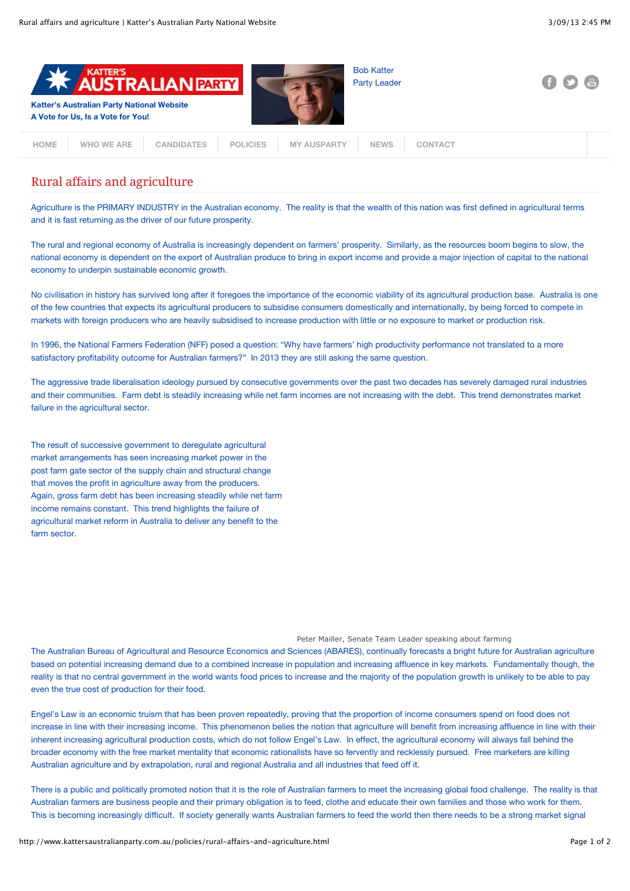Katter's Australian Party National Website
A Vote for Us, Is a Vote for You!

Bob Katter
Party Leader

HOME | WHO WE ARE | CANDIDATES | POLICIES | MY AUSPARTY | NEWS | CONTACT

# Rural affairs and agriculture

Agriculture is the PRIMARY INDUSTRY in the Australian economy. The reality is that the wealth of this nation was first defined in agricultural terms and it is fast returning as the driver of our future prosperity.

The rural and regional economy of Australia is increasingly dependent on farmers' prosperity. Similarly, as the resources boom begins to slow, the national economy is dependent on the export of Australian produce to bring in export income and provide a major injection of capital to the national economy to underpin sustainable economic growth.

No civilisation in history has survived long after it foregoes the importance of the economic viability of its agricultural production base. Australia is one of the few countries that expects its agricultural producers to subsidise consumers domestically and internationally, by being forced to compete in markets with foreign producers who are heavily subsidised to increase production with little or no exposure to market or production risk.

In 1996, the National Farmers Federation (NFF) posed a question: "Why have farmers' high productivity performance not translated to a more satisfactory profitability outcome for Australian farmers?" In 2013 they are still asking the same question.

The aggressive trade liberalisation ideology pursued by consecutive governments over the past two decades has severely damaged rural industries and their communities. Farm debt is steadily increasing while net farm incomes are not increasing with the debt. This trend demonstrates market failure in the agricultural sector.

The result of successive government to deregulate agricultural market arrangements has seen increasing market power in the post farm gate sector of the supply chain and structural change that moves the profit in agriculture away from the producers. Again, gross farm debt has been increasing steadily while net farm income remains constant. This trend highlights the failure of agricultural market reform in Australia to deliver any benefit to the farm sector.

Peter Mailler, Senate Team Leader speaking about farming

The Australian Bureau of Agricultural and Resource Economics and Sciences (ABARES), continually forecasts a bright future for Australian agriculture based on potential increasing demand due to a combined increase in population and increasing affluence in key markets. Fundamentally though, the reality is that no central government in the world wants food prices to increase and the majority of the population growth is unlikely to be able to pay even the true cost of production for their food.

Engel's Law is an economic truism that has been proven repeatedly, proving that the proportion of income consumers spend on food does not increase in line with their increasing income. This phenomenon belies the notion that agriculture will benefit from increasing affluence in line with their inherent increasing agricultural production costs, which do not follow Engel's Law. In effect, the agricultural economy will always fall behind the broader economy with the free market mentality that economic rationalists have so fervently and recklessly pursued. Free marketers are killing Australian agriculture and by extrapolation, rural and regional Australia and all industries that feed off it.

There is a public and politically promoted notion that it is the role of Australian farmers to meet the increasing global food challenge. The reality is that Australian farmers are business people and their primary obligation is to feed, clothe and educate their own families and those who work for them. This is becoming increasingly difficult. If society generally wants Australian farmers to feed the world then there needs to be a strong market signal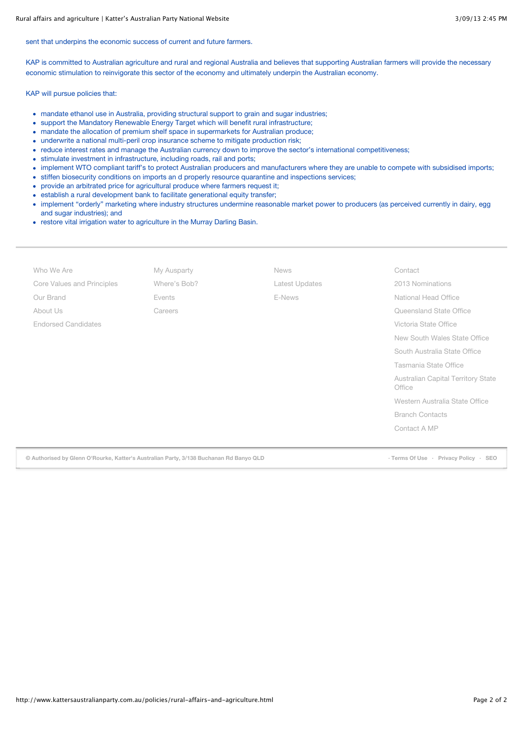sent that underpins the economic success of current and future farmers.

KAP is committed to Australian agriculture and rural and regional Australia and believes that supporting Australian farmers will provide the necessary economic stimulation to reinvigorate this sector of the economy and ultimately underpin the Australian economy.

KAP will pursue policies that:

- mandate ethanol use in Australia, providing structural support to grain and sugar industries;
- support the Mandatory Renewable Energy Target which will benefit rural infrastructure;
- mandate the allocation of premium shelf space in supermarkets for Australian produce;
- underwrite a national multi-peril crop insurance scheme to mitigate production risk;
- reduce interest rates and manage the Australian currency down to improve the sector's international competitiveness;
- stimulate investment in infrastructure, including roads, rail and ports;
- implement WTO compliant tariff's to protect Australian producers and manufacturers where they are unable to compete with subsidised imports;
- stiffen biosecurity conditions on imports an d properly resource quarantine and inspections services;
- provide an arbitrated price for agricultural produce where farmers request it;
- establish a rural development bank to facilitate generational equity transfer;
- implement "orderly" marketing where industry structures undermine reasonable market power to producers (as perceived currently in dairy, egg and sugar industries); and
- restore vital irrigation water to agriculture in the Murray Darling Basin.

Who We Are
Core Values and Principles
Our Brand
About Us
Endorsed Candidates

My Ausparty
Where's Bob?
Events
Careers

News
Latest Updates
E-News

Contact
2013 Nominations
National Head Office
Queensland State Office
Victoria State Office
New South Wales State Office
South Australia State Office
Tasmania State Office
Australian Capital Territory State Office
Western Australia State Office
Branch Contacts
Contact A MP

© Authorised by Glenn O'Rourke, Katter's Australian Party, 3/138 Buchanan Rd Banyo QLD

· Terms Of Use · Privacy Policy · SEO